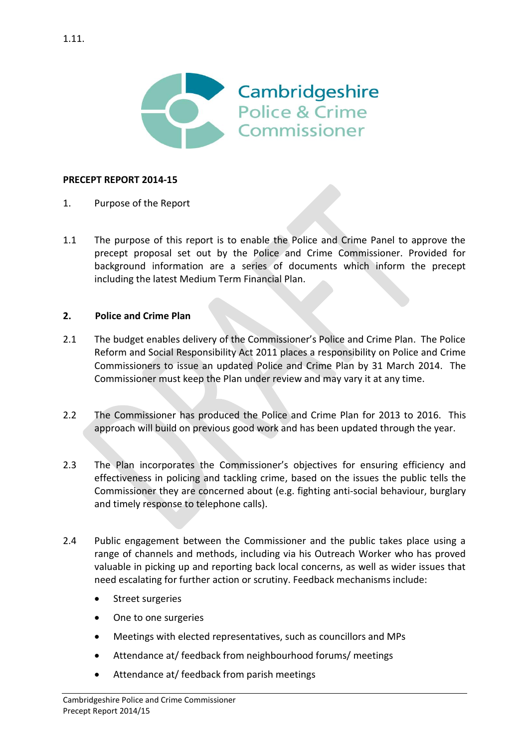1.11.

Cambridgeshire Police & Crime Commissioner

**PRECEPT REPORT 2014-15**

1. Purpose of the Report

1.1 The purpose of this report is to enable the Police and Crime Panel to approve the precept proposal set out by the Police and Crime Commissioner. Provided for background information are a series of documents which inform the precept including the latest Medium Term Financial Plan.

**2. Police and Crime Plan**

2.1 The budget enables delivery of the Commissioner's Police and Crime Plan. The Police Reform and Social Responsibility Act 2011 places a responsibility on Police and Crime Commissioners to issue an updated Police and Crime Plan by 31 March 2014. The Commissioner must keep the Plan under review and may vary it at any time.

2.2 The Commissioner has produced the Police and Crime Plan for 2013 to 2016. This approach will build on previous good work and has been updated through the year.

2.3 The Plan incorporates the Commissioner's objectives for ensuring efficiency and effectiveness in policing and tackling crime, based on the issues the public tells the Commissioner they are concerned about (e.g. fighting anti-social behaviour, burglary and timely response to telephone calls).

2.4 Public engagement between the Commissioner and the public takes place using a range of channels and methods, including via his Outreach Worker who has proved valuable in picking up and reporting back local concerns, as well as wider issues that need escalating for further action or scrutiny. Feedback mechanisms include:

- Street surgeries
- One to one surgeries
- Meetings with elected representatives, such as councillors and MPs
- Attendance at/ feedback from neighbourhood forums/ meetings
- Attendance at/ feedback from parish meetings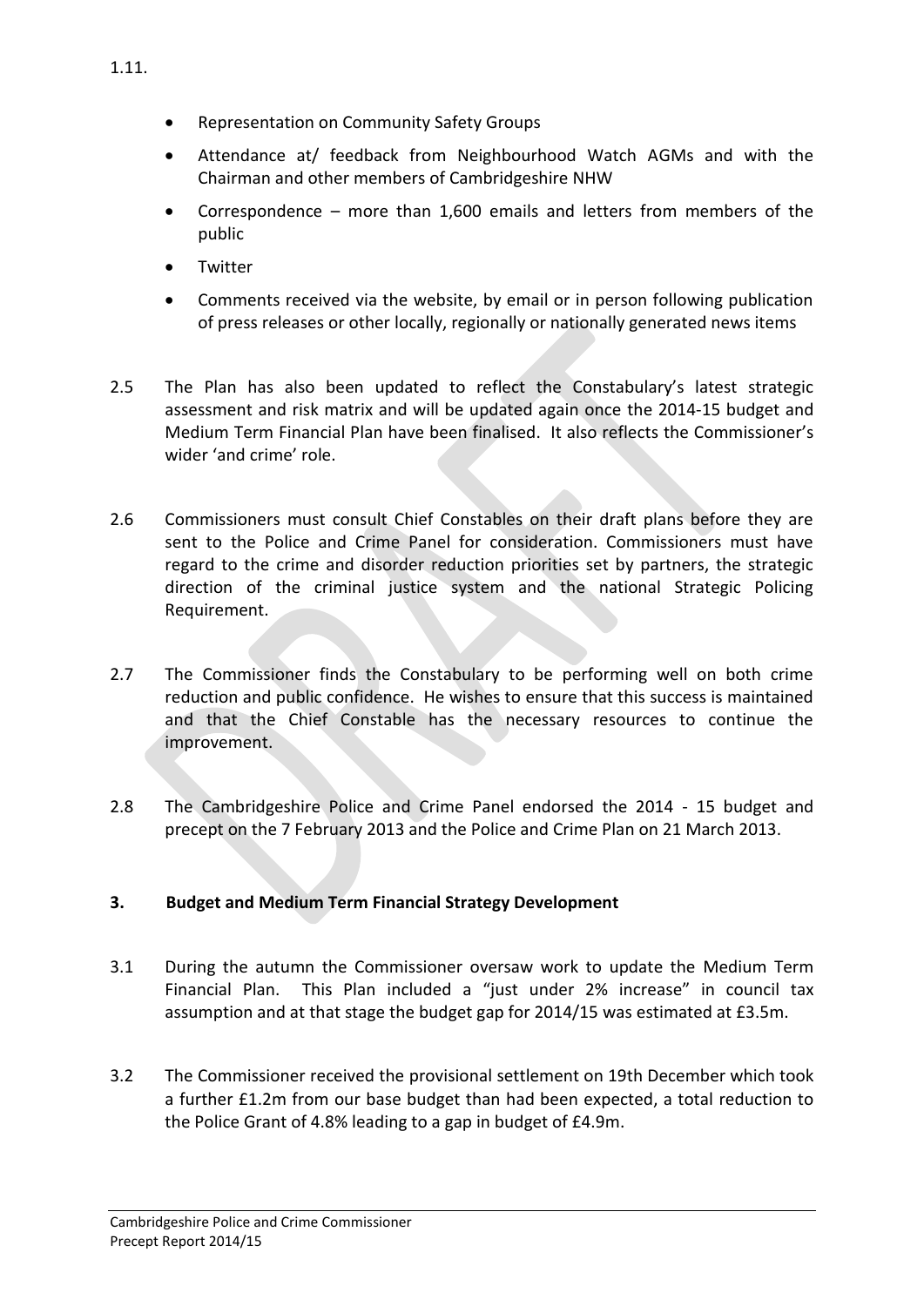1.11.

- Representation on Community Safety Groups
- Attendance at/ feedback from Neighbourhood Watch AGMs and with the Chairman and other members of Cambridgeshire NHW
- Correspondence – more than 1,600 emails and letters from members of the public
- Twitter
- Comments received via the website, by email or in person following publication of press releases or other locally, regionally or nationally generated news items

2.5 The Plan has also been updated to reflect the Constabulary's latest strategic assessment and risk matrix and will be updated again once the 2014-15 budget and Medium Term Financial Plan have been finalised. It also reflects the Commissioner's wider 'and crime' role.

2.6 Commissioners must consult Chief Constables on their draft plans before they are sent to the Police and Crime Panel for consideration. Commissioners must have regard to the crime and disorder reduction priorities set by partners, the strategic direction of the criminal justice system and the national Strategic Policing Requirement.

2.7 The Commissioner finds the Constabulary to be performing well on both crime reduction and public confidence. He wishes to ensure that this success is maintained and that the Chief Constable has the necessary resources to continue the improvement.

2.8 The Cambridgeshire Police and Crime Panel endorsed the 2014 - 15 budget and precept on the 7 February 2013 and the Police and Crime Plan on 21 March 2013.

## 3. Budget and Medium Term Financial Strategy Development

3.1 During the autumn the Commissioner oversaw work to update the Medium Term Financial Plan. This Plan included a "just under 2% increase" in council tax assumption and at that stage the budget gap for 2014/15 was estimated at £3.5m.

3.2 The Commissioner received the provisional settlement on 19th December which took a further £1.2m from our base budget than had been expected, a total reduction to the Police Grant of 4.8% leading to a gap in budget of £4.9m.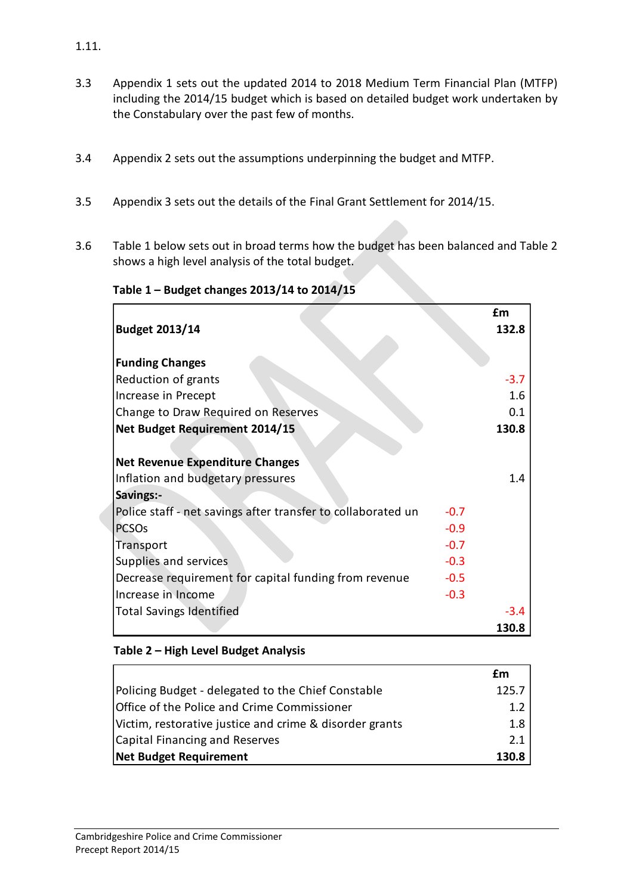1.11.

3.3 Appendix 1 sets out the updated 2014 to 2018 Medium Term Financial Plan (MTFP) including the 2014/15 budget which is based on detailed budget work undertaken by the Constabulary over the past few of months.

3.4 Appendix 2 sets out the assumptions underpinning the budget and MTFP.

3.5 Appendix 3 sets out the details of the Final Grant Settlement for 2014/15.

3.6 Table 1 below sets out in broad terms how the budget has been balanced and Table 2 shows a high level analysis of the total budget.

**Table 1 – Budget changes 2013/14 to 2014/15**

| | | £m |
|---|---|---|
| **Budget 2013/14** | | **132.8** |
| | | |
| **Funding Changes** | | |
| Reduction of grants | | -3.7 |
| Increase in Precept | | 1.6 |
| Change to Draw Required on Reserves | | 0.1 |
| **Net Budget Requirement 2014/15** | | **130.8** |
| | | |
| **Net Revenue Expenditure Changes** | | |
| Inflation and budgetary pressures | | 1.4 |
| **Savings:-** | | |
| Police staff - net savings after transfer to collaborated un | -0.7 | |
| PCSOs | -0.9 | |
| Transport | -0.7 | |
| Supplies and services | -0.3 | |
| Decrease requirement for capital funding from revenue | -0.5 | |
| Increase in Income | -0.3 | |
| Total Savings Identified | | -3.4 |
| | | **130.8** |

**Table 2 – High Level Budget Analysis**

| | £m |
|---|---|
| Policing Budget - delegated to the Chief Constable | 125.7 |
| Office of the Police and Crime Commissioner | 1.2 |
| Victim, restorative justice and crime & disorder grants | 1.8 |
| Capital Financing and Reserves | 2.1 |
| **Net Budget Requirement** | **130.8** |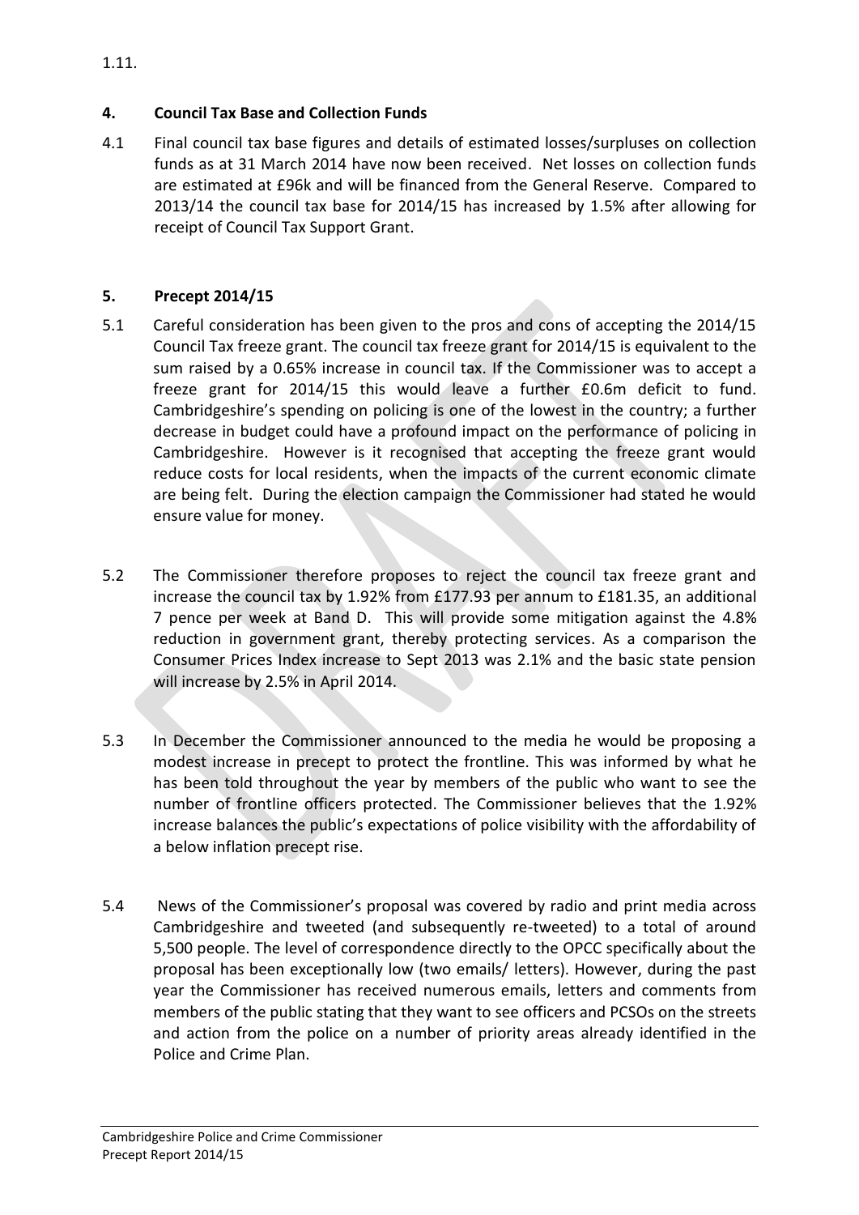1.11.

## 4. Council Tax Base and Collection Funds

4.1 Final council tax base figures and details of estimated losses/surpluses on collection funds as at 31 March 2014 have now been received. Net losses on collection funds are estimated at £96k and will be financed from the General Reserve. Compared to 2013/14 the council tax base for 2014/15 has increased by 1.5% after allowing for receipt of Council Tax Support Grant.

## 5. Precept 2014/15

5.1 Careful consideration has been given to the pros and cons of accepting the 2014/15 Council Tax freeze grant. The council tax freeze grant for 2014/15 is equivalent to the sum raised by a 0.65% increase in council tax. If the Commissioner was to accept a freeze grant for 2014/15 this would leave a further £0.6m deficit to fund. Cambridgeshire's spending on policing is one of the lowest in the country; a further decrease in budget could have a profound impact on the performance of policing in Cambridgeshire. However is it recognised that accepting the freeze grant would reduce costs for local residents, when the impacts of the current economic climate are being felt. During the election campaign the Commissioner had stated he would ensure value for money.

5.2 The Commissioner therefore proposes to reject the council tax freeze grant and increase the council tax by 1.92% from £177.93 per annum to £181.35, an additional 7 pence per week at Band D. This will provide some mitigation against the 4.8% reduction in government grant, thereby protecting services. As a comparison the Consumer Prices Index increase to Sept 2013 was 2.1% and the basic state pension will increase by 2.5% in April 2014.

5.3 In December the Commissioner announced to the media he would be proposing a modest increase in precept to protect the frontline. This was informed by what he has been told throughout the year by members of the public who want to see the number of frontline officers protected. The Commissioner believes that the 1.92% increase balances the public's expectations of police visibility with the affordability of a below inflation precept rise.

5.4 News of the Commissioner's proposal was covered by radio and print media across Cambridgeshire and tweeted (and subsequently re-tweeted) to a total of around 5,500 people. The level of correspondence directly to the OPCC specifically about the proposal has been exceptionally low (two emails/ letters). However, during the past year the Commissioner has received numerous emails, letters and comments from members of the public stating that they want to see officers and PCSOs on the streets and action from the police on a number of priority areas already identified in the Police and Crime Plan.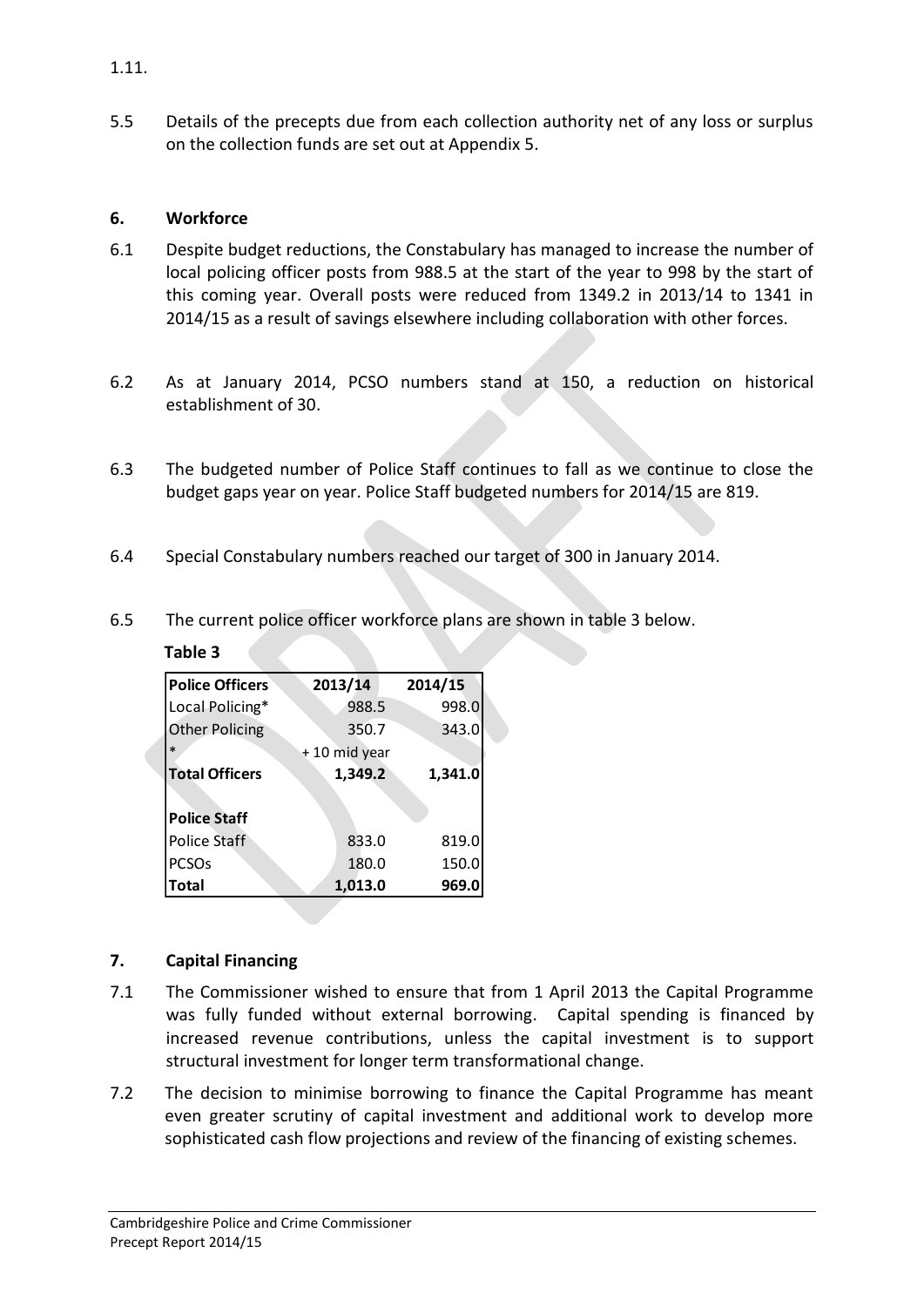1.11.

5.5 Details of the precepts due from each collection authority net of any loss or surplus on the collection funds are set out at Appendix 5.

## 6. Workforce

6.1 Despite budget reductions, the Constabulary has managed to increase the number of local policing officer posts from 988.5 at the start of the year to 998 by the start of this coming year. Overall posts were reduced from 1349.2 in 2013/14 to 1341 in 2014/15 as a result of savings elsewhere including collaboration with other forces.

6.2 As at January 2014, PCSO numbers stand at 150, a reduction on historical establishment of 30.

6.3 The budgeted number of Police Staff continues to fall as we continue to close the budget gaps year on year. Police Staff budgeted numbers for 2014/15 are 819.

6.4 Special Constabulary numbers reached our target of 300 in January 2014.

6.5 The current police officer workforce plans are shown in table 3 below.

**Table 3**

| **Police Officers** | **2013/14** | **2014/15** |
|---|---|---|
| Local Policing* | 988.5 | 998.0 |
| Other Policing | 350.7 | 343.0 |
| * | + 10 mid year | |
| **Total Officers** | **1,349.2** | **1,341.0** |
| | | |
| **Police Staff** | | |
| Police Staff | 833.0 | 819.0 |
| PCSOs | 180.0 | 150.0 |
| **Total** | **1,013.0** | **969.0** |

## 7. Capital Financing

7.1 The Commissioner wished to ensure that from 1 April 2013 the Capital Programme was fully funded without external borrowing. Capital spending is financed by increased revenue contributions, unless the capital investment is to support structural investment for longer term transformational change.

7.2 The decision to minimise borrowing to finance the Capital Programme has meant even greater scrutiny of capital investment and additional work to develop more sophisticated cash flow projections and review of the financing of existing schemes.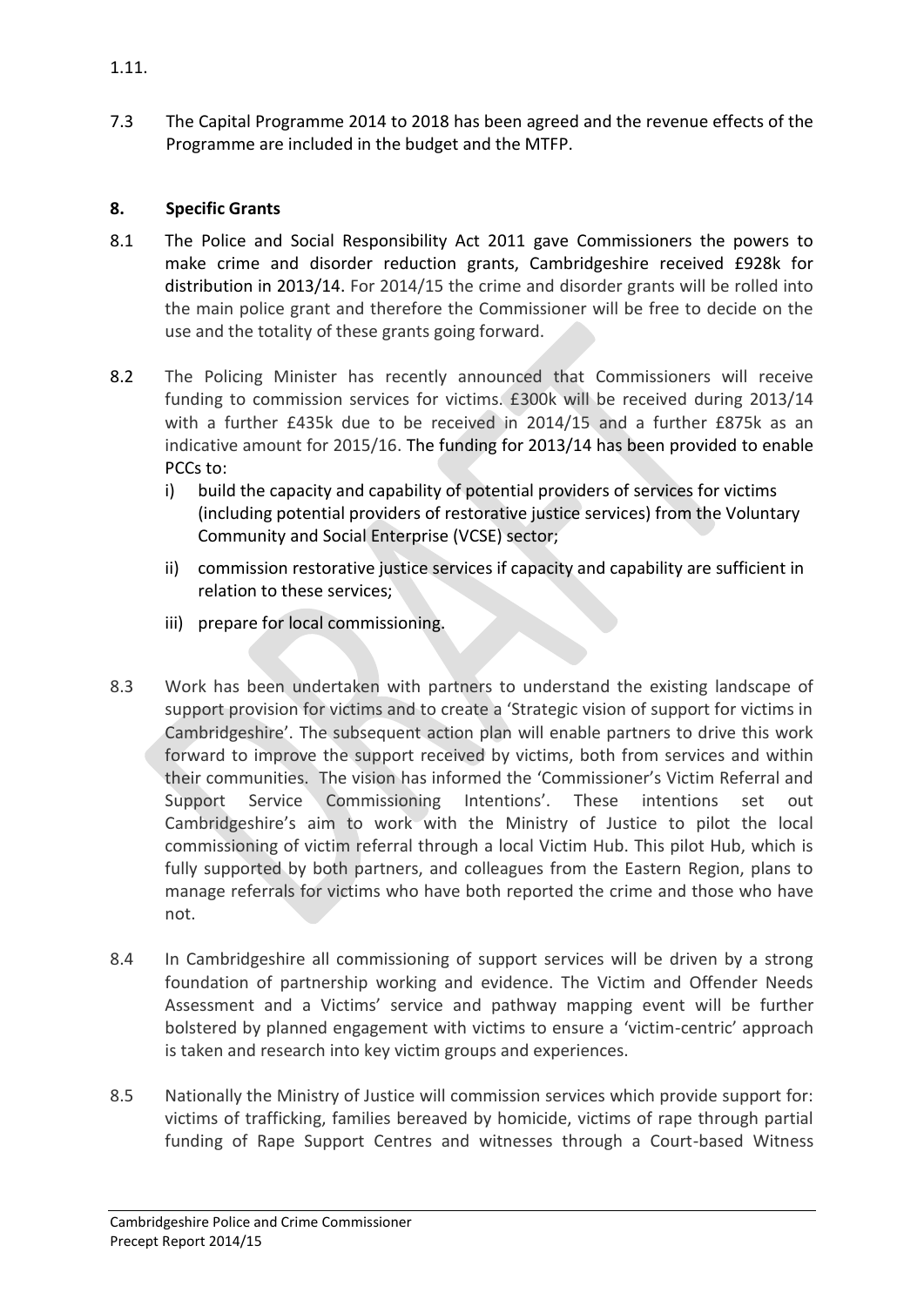1.11.

7.3 The Capital Programme 2014 to 2018 has been agreed and the revenue effects of the Programme are included in the budget and the MTFP.

## 8. Specific Grants

8.1 The Police and Social Responsibility Act 2011 gave Commissioners the powers to make crime and disorder reduction grants, Cambridgeshire received £928k for distribution in 2013/14. For 2014/15 the crime and disorder grants will be rolled into the main police grant and therefore the Commissioner will be free to decide on the use and the totality of these grants going forward.

8.2 The Policing Minister has recently announced that Commissioners will receive funding to commission services for victims. £300k will be received during 2013/14 with a further £435k due to be received in 2014/15 and a further £875k as an indicative amount for 2015/16. The funding for 2013/14 has been provided to enable PCCs to:

   i) build the capacity and capability of potential providers of services for victims (including potential providers of restorative justice services) from the Voluntary Community and Social Enterprise (VCSE) sector;

   ii) commission restorative justice services if capacity and capability are sufficient in relation to these services;

   iii) prepare for local commissioning.

8.3 Work has been undertaken with partners to understand the existing landscape of support provision for victims and to create a 'Strategic vision of support for victims in Cambridgeshire'. The subsequent action plan will enable partners to drive this work forward to improve the support received by victims, both from services and within their communities. The vision has informed the 'Commissioner's Victim Referral and Support Service Commissioning Intentions'. These intentions set out Cambridgeshire's aim to work with the Ministry of Justice to pilot the local commissioning of victim referral through a local Victim Hub. This pilot Hub, which is fully supported by both partners, and colleagues from the Eastern Region, plans to manage referrals for victims who have both reported the crime and those who have not.

8.4 In Cambridgeshire all commissioning of support services will be driven by a strong foundation of partnership working and evidence. The Victim and Offender Needs Assessment and a Victims' service and pathway mapping event will be further bolstered by planned engagement with victims to ensure a 'victim-centric' approach is taken and research into key victim groups and experiences.

8.5 Nationally the Ministry of Justice will commission services which provide support for: victims of trafficking, families bereaved by homicide, victims of rape through partial funding of Rape Support Centres and witnesses through a Court-based Witness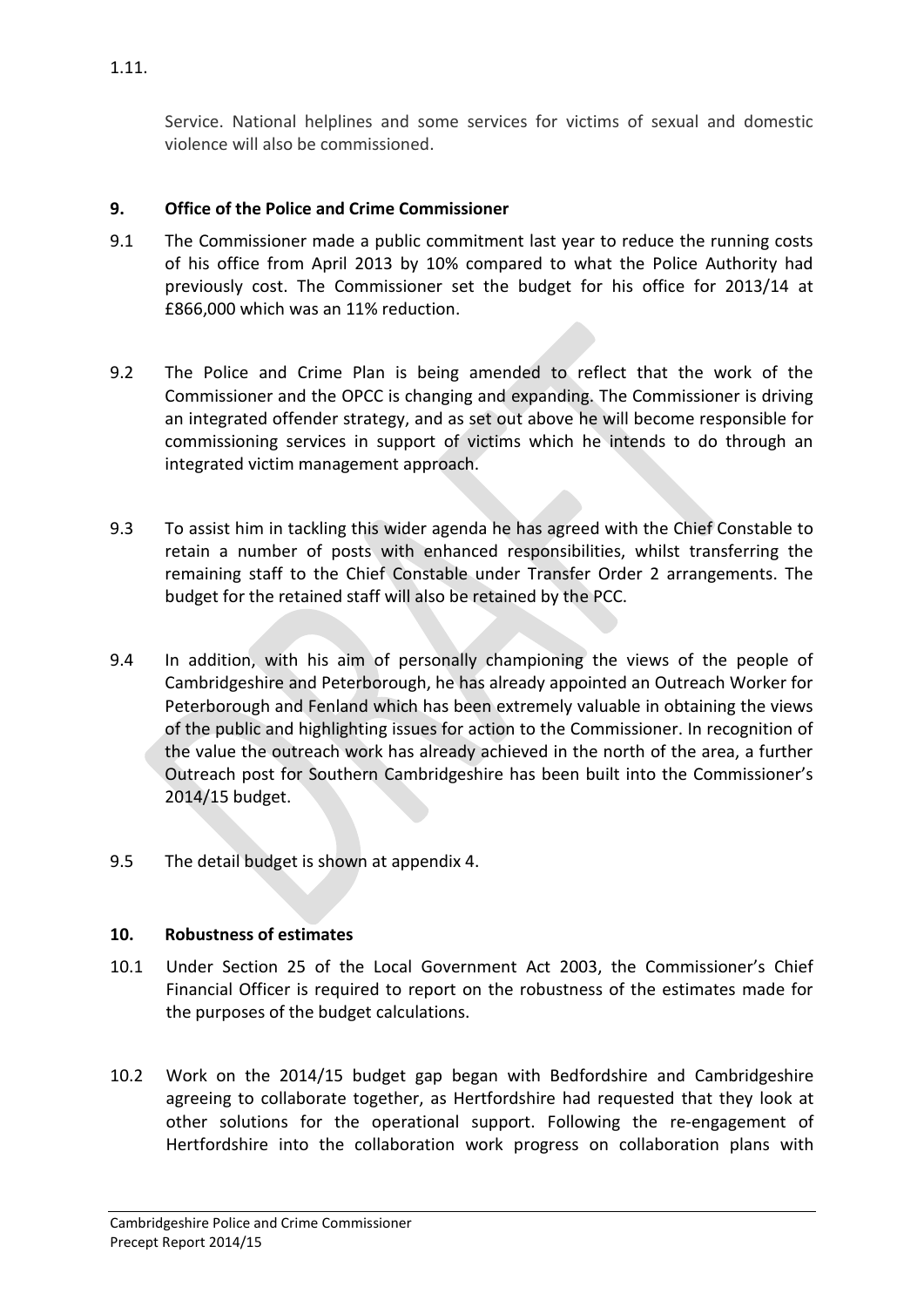1.11.

Service. National helplines and some services for victims of sexual and domestic violence will also be commissioned.

## 9. Office of the Police and Crime Commissioner

9.1 The Commissioner made a public commitment last year to reduce the running costs of his office from April 2013 by 10% compared to what the Police Authority had previously cost. The Commissioner set the budget for his office for 2013/14 at £866,000 which was an 11% reduction.

9.2 The Police and Crime Plan is being amended to reflect that the work of the Commissioner and the OPCC is changing and expanding. The Commissioner is driving an integrated offender strategy, and as set out above he will become responsible for commissioning services in support of victims which he intends to do through an integrated victim management approach.

9.3 To assist him in tackling this wider agenda he has agreed with the Chief Constable to retain a number of posts with enhanced responsibilities, whilst transferring the remaining staff to the Chief Constable under Transfer Order 2 arrangements. The budget for the retained staff will also be retained by the PCC.

9.4 In addition, with his aim of personally championing the views of the people of Cambridgeshire and Peterborough, he has already appointed an Outreach Worker for Peterborough and Fenland which has been extremely valuable in obtaining the views of the public and highlighting issues for action to the Commissioner. In recognition of the value the outreach work has already achieved in the north of the area, a further Outreach post for Southern Cambridgeshire has been built into the Commissioner's 2014/15 budget.

9.5 The detail budget is shown at appendix 4.

## 10. Robustness of estimates

10.1 Under Section 25 of the Local Government Act 2003, the Commissioner's Chief Financial Officer is required to report on the robustness of the estimates made for the purposes of the budget calculations.

10.2 Work on the 2014/15 budget gap began with Bedfordshire and Cambridgeshire agreeing to collaborate together, as Hertfordshire had requested that they look at other solutions for the operational support. Following the re-engagement of Hertfordshire into the collaboration work progress on collaboration plans with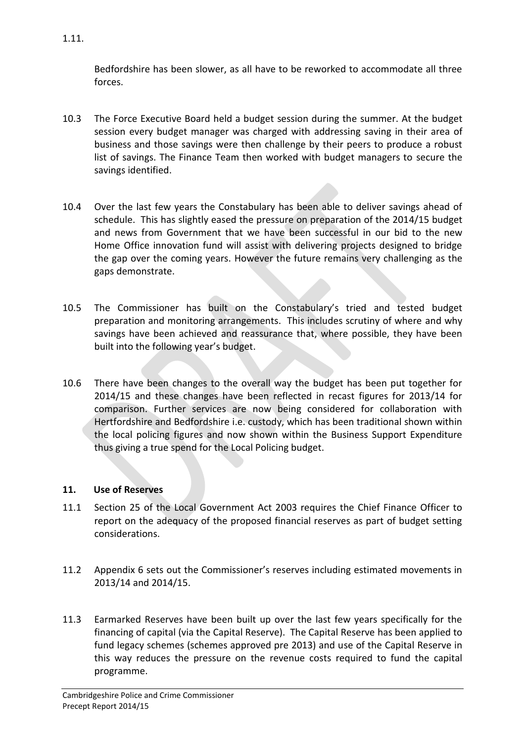1.11.

Bedfordshire has been slower, as all have to be reworked to accommodate all three forces.

10.3 The Force Executive Board held a budget session during the summer. At the budget session every budget manager was charged with addressing saving in their area of business and those savings were then challenge by their peers to produce a robust list of savings. The Finance Team then worked with budget managers to secure the savings identified.

10.4 Over the last few years the Constabulary has been able to deliver savings ahead of schedule. This has slightly eased the pressure on preparation of the 2014/15 budget and news from Government that we have been successful in our bid to the new Home Office innovation fund will assist with delivering projects designed to bridge the gap over the coming years. However the future remains very challenging as the gaps demonstrate.

10.5 The Commissioner has built on the Constabulary's tried and tested budget preparation and monitoring arrangements. This includes scrutiny of where and why savings have been achieved and reassurance that, where possible, they have been built into the following year's budget.

10.6 There have been changes to the overall way the budget has been put together for 2014/15 and these changes have been reflected in recast figures for 2013/14 for comparison. Further services are now being considered for collaboration with Hertfordshire and Bedfordshire i.e. custody, which has been traditional shown within the local policing figures and now shown within the Business Support Expenditure thus giving a true spend for the Local Policing budget.

## 11. Use of Reserves

11.1 Section 25 of the Local Government Act 2003 requires the Chief Finance Officer to report on the adequacy of the proposed financial reserves as part of budget setting considerations.

11.2 Appendix 6 sets out the Commissioner's reserves including estimated movements in 2013/14 and 2014/15.

11.3 Earmarked Reserves have been built up over the last few years specifically for the financing of capital (via the Capital Reserve). The Capital Reserve has been applied to fund legacy schemes (schemes approved pre 2013) and use of the Capital Reserve in this way reduces the pressure on the revenue costs required to fund the capital programme.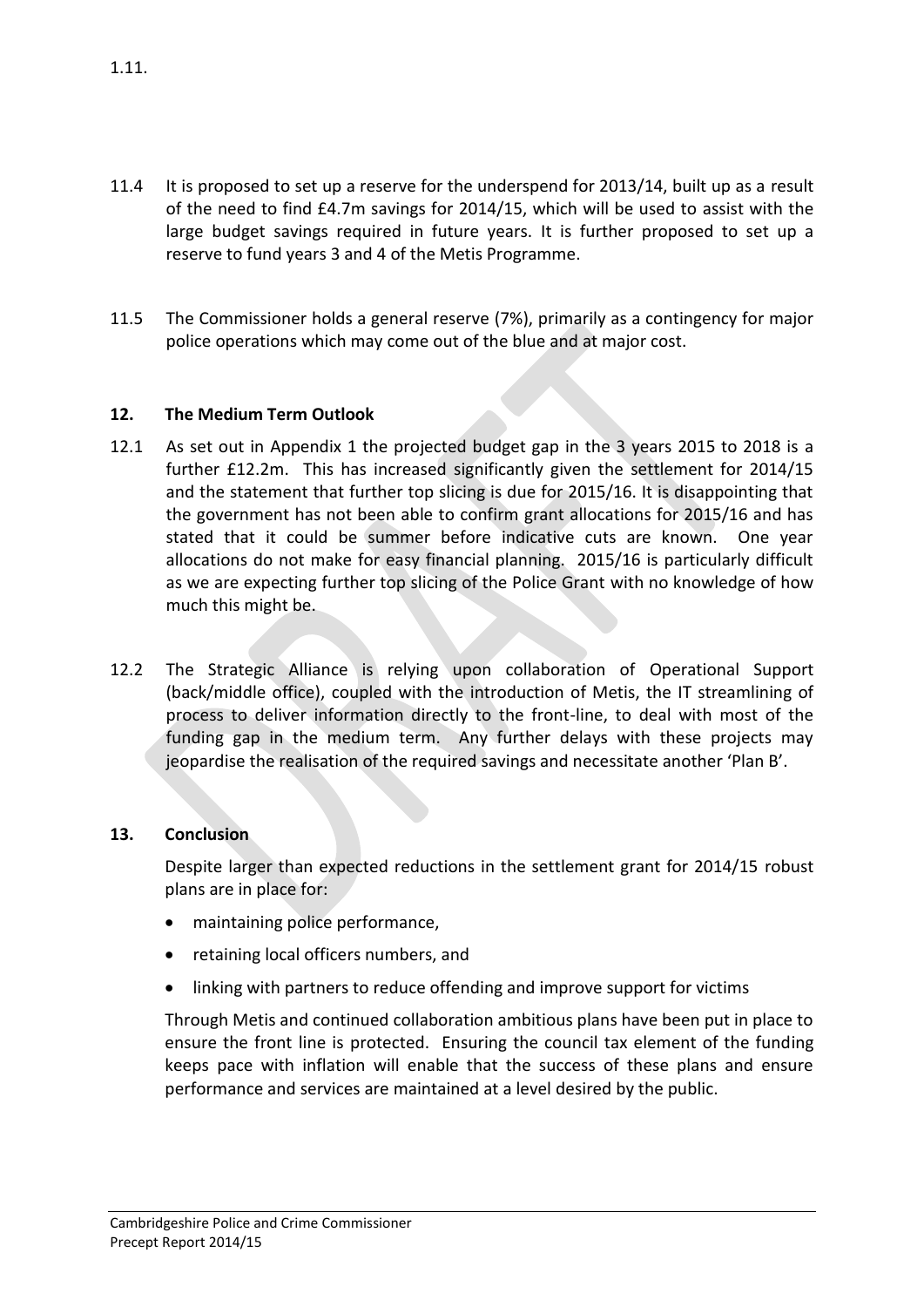1.11.

11.4 It is proposed to set up a reserve for the underspend for 2013/14, built up as a result of the need to find £4.7m savings for 2014/15, which will be used to assist with the large budget savings required in future years. It is further proposed to set up a reserve to fund years 3 and 4 of the Metis Programme.

11.5 The Commissioner holds a general reserve (7%), primarily as a contingency for major police operations which may come out of the blue and at major cost.

## 12. The Medium Term Outlook

12.1 As set out in Appendix 1 the projected budget gap in the 3 years 2015 to 2018 is a further £12.2m. This has increased significantly given the settlement for 2014/15 and the statement that further top slicing is due for 2015/16. It is disappointing that the government has not been able to confirm grant allocations for 2015/16 and has stated that it could be summer before indicative cuts are known. One year allocations do not make for easy financial planning. 2015/16 is particularly difficult as we are expecting further top slicing of the Police Grant with no knowledge of how much this might be.

12.2 The Strategic Alliance is relying upon collaboration of Operational Support (back/middle office), coupled with the introduction of Metis, the IT streamlining of process to deliver information directly to the front-line, to deal with most of the funding gap in the medium term. Any further delays with these projects may jeopardise the realisation of the required savings and necessitate another 'Plan B'.

## 13. Conclusion

Despite larger than expected reductions in the settlement grant for 2014/15 robust plans are in place for:

- maintaining police performance,
- retaining local officers numbers, and
- linking with partners to reduce offending and improve support for victims

Through Metis and continued collaboration ambitious plans have been put in place to ensure the front line is protected. Ensuring the council tax element of the funding keeps pace with inflation will enable that the success of these plans and ensure performance and services are maintained at a level desired by the public.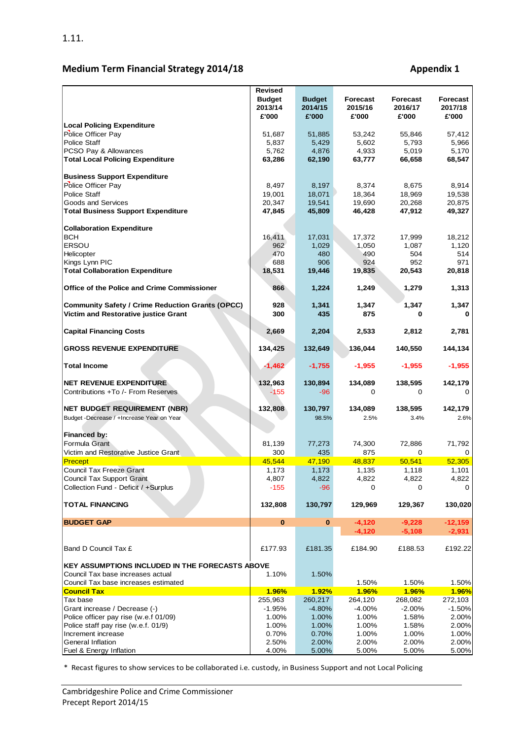1.11.

## Medium Term Financial Strategy 2014/18 — Appendix 1

| | Revised Budget 2013/14 £'000 | Budget 2014/15 £'000 | Forecast 2015/16 £'000 | Forecast 2016/17 £'000 | Forecast 2017/18 £'000 |
|---|---|---|---|---|---|
| **Local Policing Expenditure** | | | | | |
| Police Officer Pay | 51,687 | 51,885 | 53,242 | 55,846 | 57,412 |
| Police Staff | 5,837 | 5,429 | 5,602 | 5,793 | 5,966 |
| PCSO Pay & Allowances | 5,762 | 4,876 | 4,933 | 5,019 | 5,170 |
| **Total Local Policing Expenditure** | **63,286** | **62,190** | **63,777** | **66,658** | **68,547** |
| | | | | | |
| **Business Support Expenditure** | | | | | |
| Police Officer Pay | 8,497 | 8,197 | 8,374 | 8,675 | 8,914 |
| Police Staff | 19,001 | 18,071 | 18,364 | 18,969 | 19,538 |
| Goods and Services | 20,347 | 19,541 | 19,690 | 20,268 | 20,875 |
| **Total Business Support Expenditure** | **47,845** | **45,809** | **46,428** | **47,912** | **49,327** |
| | | | | | |
| **Collaboration Expenditure** | | | | | |
| BCH | 16,411 | 17,031 | 17,372 | 17,999 | 18,212 |
| ERSOU | 962 | 1,029 | 1,050 | 1,087 | 1,120 |
| Helicopter | 470 | 480 | 490 | 504 | 514 |
| Kings Lynn PIC | 688 | 906 | 924 | 952 | 971 |
| **Total Collaboration Expenditure** | **18,531** | **19,446** | **19,835** | **20,543** | **20,818** |
| | | | | | |
| **Office of the Police and Crime Commissioner** | **866** | **1,224** | **1,249** | **1,279** | **1,313** |
| | | | | | |
| **Community Safety / Crime Reduction Grants (OPCC)** | **928** | **1,341** | **1,347** | **1,347** | **1,347** |
| **Victim and Restorative justice Grant** | **300** | **435** | **875** | **0** | **0** |
| | | | | | |
| **Capital Financing Costs** | **2,669** | **2,204** | **2,533** | **2,812** | **2,781** |
| | | | | | |
| **GROSS REVENUE EXPENDITURE** | **134,425** | **132,649** | **136,044** | **140,550** | **144,134** |
| | | | | | |
| **Total Income** | **-1,462** | **-1,755** | **-1,955** | **-1,955** | **-1,955** |
| | | | | | |
| **NET REVENUE EXPENDITURE** | **132,963** | **130,894** | **134,089** | **138,595** | **142,179** |
| Contributions +To /- From Reserves | -155 | -96 | 0 | 0 | 0 |
| | | | | | |
| **NET BUDGET REQUIREMENT (NBR)** | **132,808** | **130,797** | **134,089** | **138,595** | **142,179** |
| Budget -Decrease / +Increase Year on Year | | 98.5% | 2.5% | 3.4% | 2.6% |
| | | | | | |
| **Financed by:** | | | | | |
| Formula Grant | 81,139 | 77,273 | 74,300 | 72,886 | 71,792 |
| Victim and Restorative Justice Grant | 300 | 435 | 875 | 0 | 0 |
| Precept | 45,544 | 47,190 | 48,837 | 50,541 | 52,305 |
| Council Tax Freeze Grant | 1,173 | 1,173 | 1,135 | 1,118 | 1,101 |
| Council Tax Support Grant | 4,807 | 4,822 | 4,822 | 4,822 | 4,822 |
| Collection Fund - Deficit / +Surplus | -155 | -96 | 0 | 0 | 0 |
| | | | | | |
| **TOTAL FINANCING** | **132,808** | **130,797** | **129,969** | **129,367** | **130,020** |
| | | | | | |
| **BUDGET GAP** | **0** | **0** | **-4,120** | **-9,228** | **-12,159** |
| | | | **-4,120** | **-5,108** | **-2,931** |
| | | | | | |
| Band D Council Tax £ | £177.93 | £181.35 | £184.90 | £188.53 | £192.22 |
| | | | | | |
| **KEY ASSUMPTIONS INCLUDED IN THE FORECASTS ABOVE** | | | | | |
| Council Tax base increases actual | 1.10% | 1.50% | | | |
| Council Tax base increases estimated | | | 1.50% | 1.50% | 1.50% |
| **Council Tax** | **1.96%** | **1.92%** | **1.96%** | **1.96%** | **1.96%** |
| Tax base | 255,963 | 260,217 | 264,120 | 268,082 | 272,103 |
| Grant increase / Decrease (-) | -1.95% | -4.80% | -4.00% | -2.00% | -1.50% |
| Police officer pay rise (w.e.f 01/09) | 1.00% | 1.00% | 1.00% | 1.58% | 2.00% |
| Police staff pay rise (w.e.f. 01/9) | 1.00% | 1.00% | 1.00% | 1.58% | 2.00% |
| Increment increase | 0.70% | 0.70% | 1.00% | 1.00% | 1.00% |
| General Inflation | 2.50% | 2.00% | 2.00% | 2.00% | 2.00% |
| Fuel & Energy Inflation | 4.00% | 5.00% | 5.00% | 5.00% | 5.00% |

\* Recast figures to show services to be collaborated i.e. custody, in Business Support and not Local Policing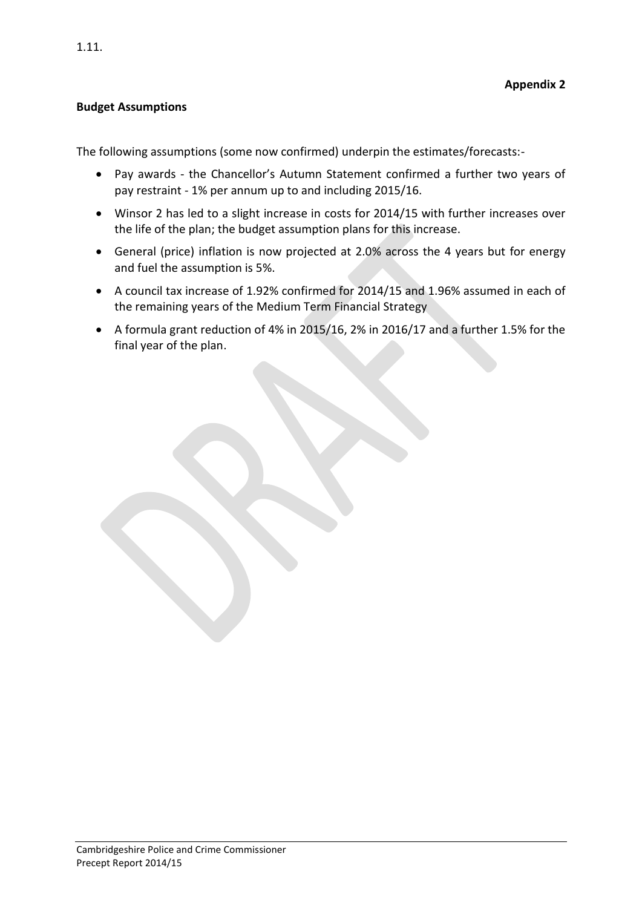1.11.

**Appendix 2**

**Budget Assumptions**

The following assumptions (some now confirmed) underpin the estimates/forecasts:-

- Pay awards - the Chancellor's Autumn Statement confirmed a further two years of pay restraint - 1% per annum up to and including 2015/16.
- Winsor 2 has led to a slight increase in costs for 2014/15 with further increases over the life of the plan; the budget assumption plans for this increase.
- General (price) inflation is now projected at 2.0% across the 4 years but for energy and fuel the assumption is 5%.
- A council tax increase of 1.92% confirmed for 2014/15 and 1.96% assumed in each of the remaining years of the Medium Term Financial Strategy
- A formula grant reduction of 4% in 2015/16, 2% in 2016/17 and a further 1.5% for the final year of the plan.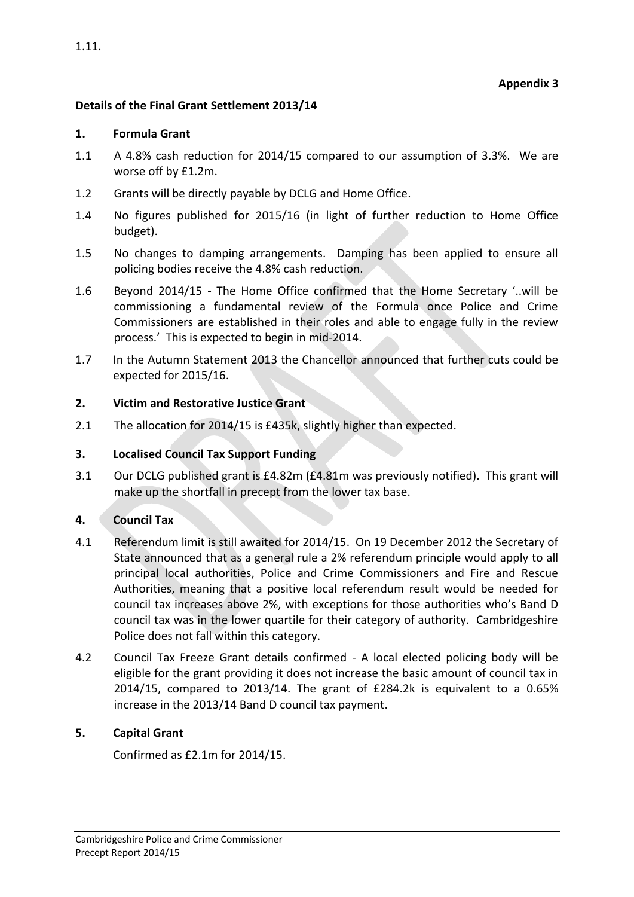1.11.

**Appendix 3**

**Details of the Final Grant Settlement 2013/14**

**1. Formula Grant**

1.1 A 4.8% cash reduction for 2014/15 compared to our assumption of 3.3%. We are worse off by £1.2m.

1.2 Grants will be directly payable by DCLG and Home Office.

1.4 No figures published for 2015/16 (in light of further reduction to Home Office budget).

1.5 No changes to damping arrangements. Damping has been applied to ensure all policing bodies receive the 4.8% cash reduction.

1.6 Beyond 2014/15 - The Home Office confirmed that the Home Secretary '..will be commissioning a fundamental review of the Formula once Police and Crime Commissioners are established in their roles and able to engage fully in the review process.' This is expected to begin in mid-2014.

1.7 In the Autumn Statement 2013 the Chancellor announced that further cuts could be expected for 2015/16.

**2. Victim and Restorative Justice Grant**

2.1 The allocation for 2014/15 is £435k, slightly higher than expected.

**3. Localised Council Tax Support Funding**

3.1 Our DCLG published grant is £4.82m (£4.81m was previously notified). This grant will make up the shortfall in precept from the lower tax base.

**4. Council Tax**

4.1 Referendum limit is still awaited for 2014/15. On 19 December 2012 the Secretary of State announced that as a general rule a 2% referendum principle would apply to all principal local authorities, Police and Crime Commissioners and Fire and Rescue Authorities, meaning that a positive local referendum result would be needed for council tax increases above 2%, with exceptions for those authorities who's Band D council tax was in the lower quartile for their category of authority. Cambridgeshire Police does not fall within this category.

4.2 Council Tax Freeze Grant details confirmed - A local elected policing body will be eligible for the grant providing it does not increase the basic amount of council tax in 2014/15, compared to 2013/14. The grant of £284.2k is equivalent to a 0.65% increase in the 2013/14 Band D council tax payment.

**5. Capital Grant**

Confirmed as £2.1m for 2014/15.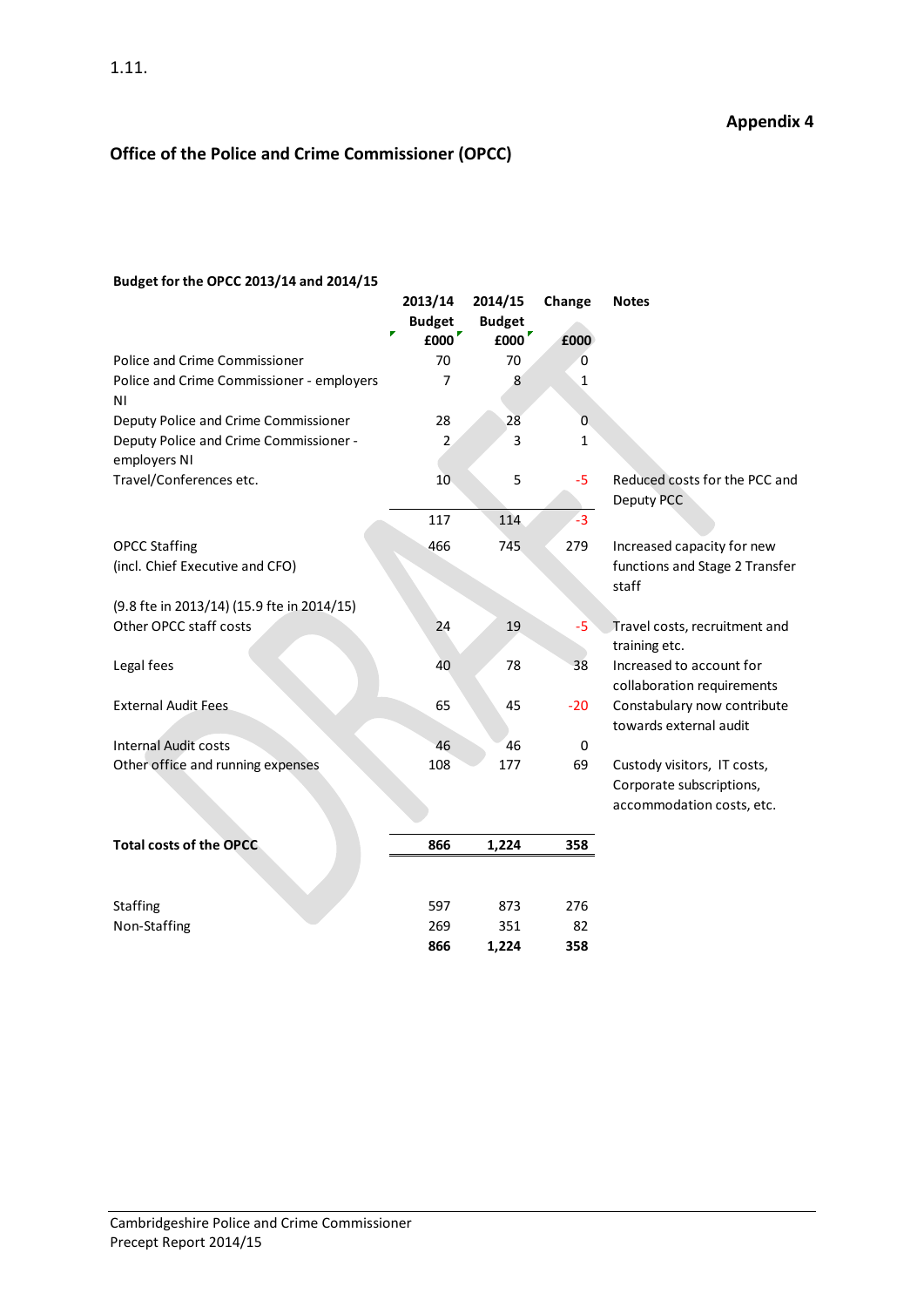1.11.

**Appendix 4**

## Office of the Police and Crime Commissioner (OPCC)

**Budget for the OPCC 2013/14 and 2014/15**

| | 2013/14 Budget £000 | 2014/15 Budget £000 | Change £000 | Notes |
|---|---|---|---|---|
| Police and Crime Commissioner | 70 | 70 | 0 | |
| Police and Crime Commissioner - employers NI | 7 | 8 | 1 | |
| Deputy Police and Crime Commissioner | 28 | 28 | 0 | |
| Deputy Police and Crime Commissioner - employers NI | 2 | 3 | 1 | |
| Travel/Conferences etc. | 10 | 5 | -5 | Reduced costs for the PCC and Deputy PCC |
| | 117 | 114 | -3 | |
| OPCC Staffing (incl. Chief Executive and CFO) (9.8 fte in 2013/14) (15.9 fte in 2014/15) | 466 | 745 | 279 | Increased capacity for new functions and Stage 2 Transfer staff |
| Other OPCC staff costs | 24 | 19 | -5 | Travel costs, recruitment and training etc. |
| Legal fees | 40 | 78 | 38 | Increased to account for collaboration requirements |
| External Audit Fees | 65 | 45 | -20 | Constabulary now contribute towards external audit |
| Internal Audit costs | 46 | 46 | 0 | |
| Other office and running expenses | 108 | 177 | 69 | Custody visitors, IT costs, Corporate subscriptions, accommodation costs, etc. |
| **Total costs of the OPCC** | **866** | **1,224** | **358** | |
| | | | | |
| Staffing | 597 | 873 | 276 | |
| Non-Staffing | 269 | 351 | 82 | |
| | **866** | **1,224** | **358** | |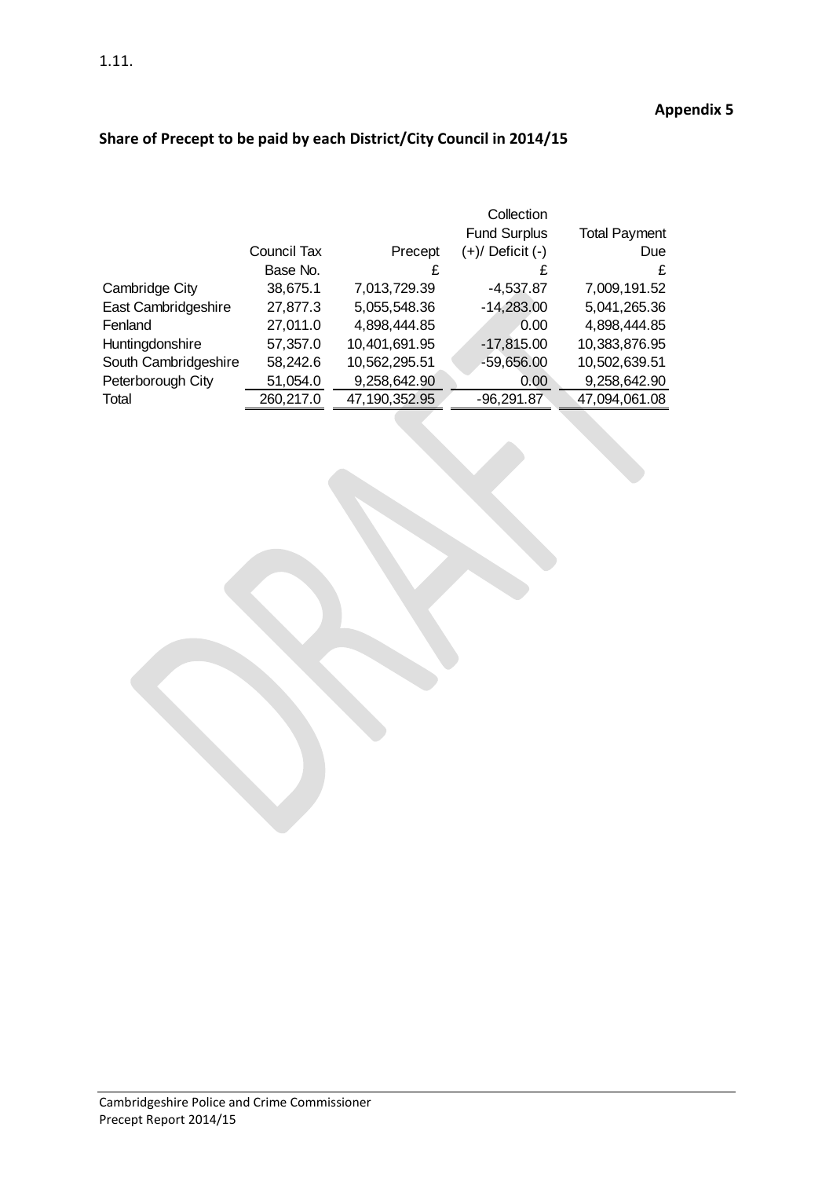1.11.

**Appendix 5**

## Share of Precept to be paid by each District/City Council in 2014/15

| | Council Tax Base No. | Precept £ | Collection Fund Surplus (+)/ Deficit (-) £ | Total Payment Due £ |
|---|---|---|---|---|
| Cambridge City | 38,675.1 | 7,013,729.39 | -4,537.87 | 7,009,191.52 |
| East Cambridgeshire | 27,877.3 | 5,055,548.36 | -14,283.00 | 5,041,265.36 |
| Fenland | 27,011.0 | 4,898,444.85 | 0.00 | 4,898,444.85 |
| Huntingdonshire | 57,357.0 | 10,401,691.95 | -17,815.00 | 10,383,876.95 |
| South Cambridgeshire | 58,242.6 | 10,562,295.51 | -59,656.00 | 10,502,639.51 |
| Peterborough City | 51,054.0 | 9,258,642.90 | 0.00 | 9,258,642.90 |
| Total | 260,217.0 | 47,190,352.95 | -96,291.87 | 47,094,061.08 |

DRAFT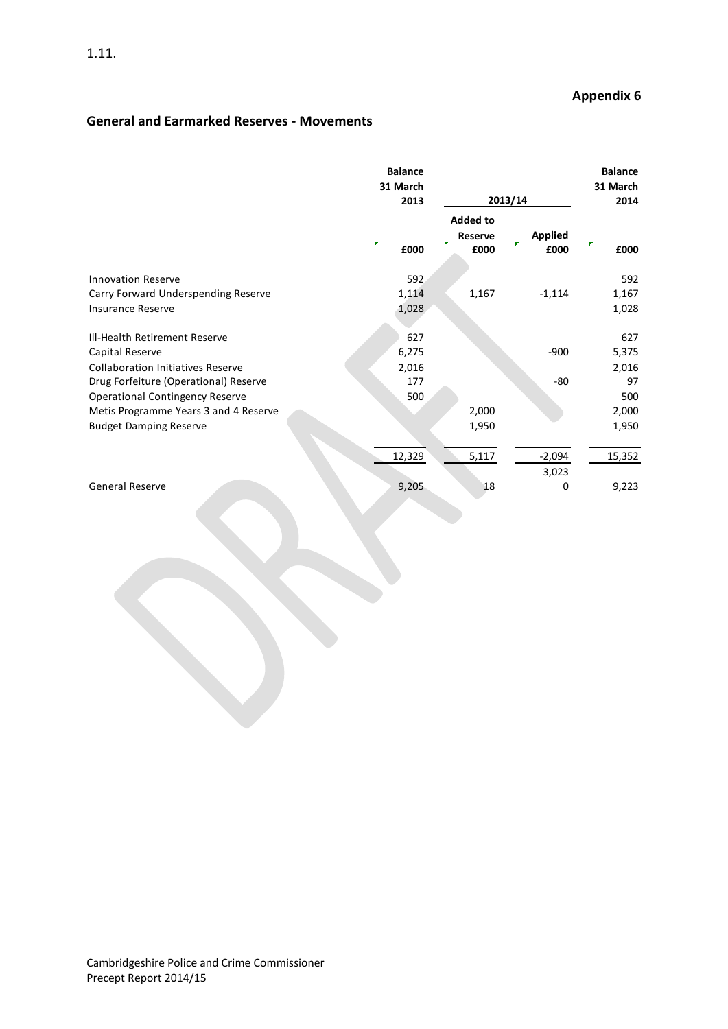1.11.

**Appendix 6**

## General and Earmarked Reserves - Movements

| | Balance 31 March 2013 | 2013/14 | | Balance 31 March 2014 |
|---|---|---|---|---|
| | | Added to Reserve | Applied | |
| | £000 | £000 | £000 | £000 |
| Innovation Reserve | 592 | | | 592 |
| Carry Forward Underspending Reserve | 1,114 | 1,167 | -1,114 | 1,167 |
| Insurance Reserve | 1,028 | | | 1,028 |
| Ill-Health Retirement Reserve | 627 | | | 627 |
| Capital Reserve | 6,275 | | -900 | 5,375 |
| Collaboration Initiatives Reserve | 2,016 | | | 2,016 |
| Drug Forfeiture (Operational) Reserve | 177 | | -80 | 97 |
| Operational Contingency Reserve | 500 | | | 500 |
| Metis Programme Years 3 and 4 Reserve | | 2,000 | | 2,000 |
| Budget Damping Reserve | | 1,950 | | 1,950 |
| | 12,329 | 5,117 | -2,094 | 15,352 |
| | | | 3,023 | |
| General Reserve | 9,205 | 18 | 0 | 9,223 |

Cambridgeshire Police and Crime Commissioner
Precept Report 2014/15